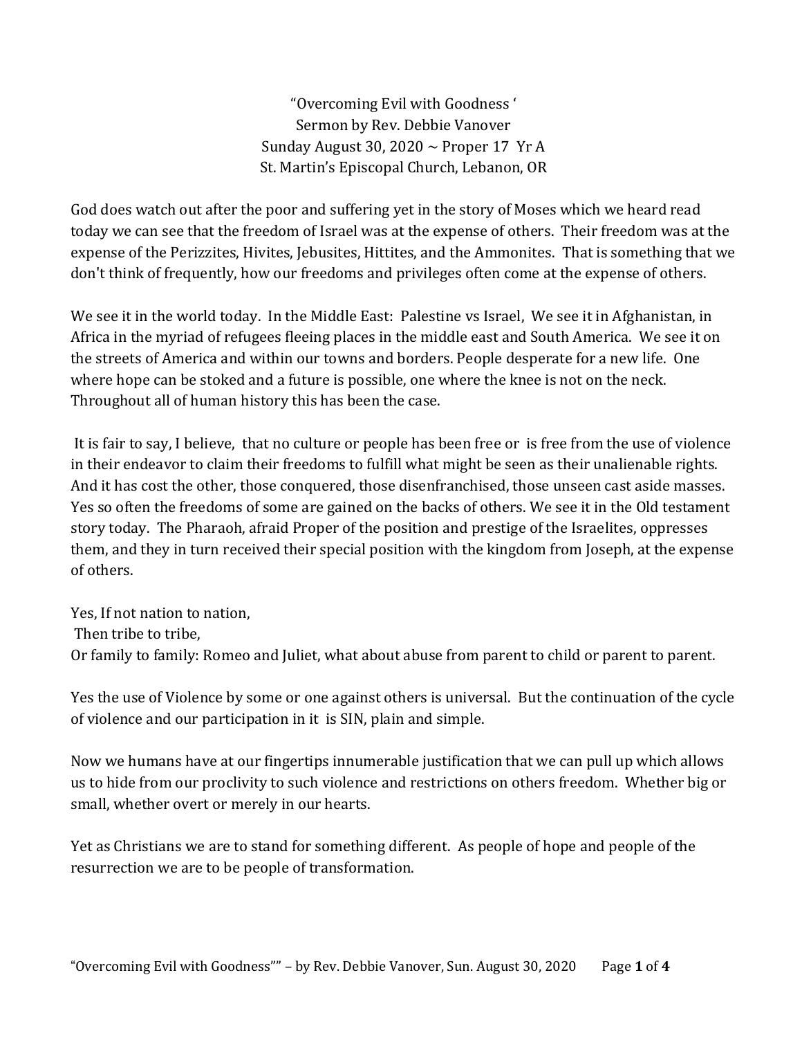“Overcoming Evil with Goodness ‘
Sermon by Rev. Debbie Vanover
Sunday August 30, 2020 ~ Proper 17 Yr A
St. Martin’s Episcopal Church, Lebanon, OR

God does watch out after the poor and suffering yet in the story of Moses which we heard read today we can see that the freedom of Israel was at the expense of others. Their freedom was at the expense of the Perizzites, Hivites, Jebusites, Hittites, and the Ammonites. That is something that we don't think of frequently, how our freedoms and privileges often come at the expense of others.

We see it in the world today. In the Middle East: Palestine vs Israel, We see it in Afghanistan, in Africa in the myriad of refugees fleeing places in the middle east and South America. We see it on the streets of America and within our towns and borders. People desperate for a new life. One where hope can be stoked and a future is possible, one where the knee is not on the neck. Throughout all of human history this has been the case.

It is fair to say, I believe, that no culture or people has been free or is free from the use of violence in their endeavor to claim their freedoms to fulfill what might be seen as their unalienable rights. And it has cost the other, those conquered, those disenfranchised, those unseen cast aside masses. Yes so often the freedoms of some are gained on the backs of others. We see it in the Old testament story today. The Pharaoh, afraid Proper of the position and prestige of the Israelites, oppresses them, and they in turn received their special position with the kingdom from Joseph, at the expense of others.

Yes, If not nation to nation,
Then tribe to tribe,
Or family to family: Romeo and Juliet, what about abuse from parent to child or parent to parent.

Yes the use of Violence by some or one against others is universal. But the continuation of the cycle of violence and our participation in it is SIN, plain and simple.

Now we humans have at our fingertips innumerable justification that we can pull up which allows us to hide from our proclivity to such violence and restrictions on others freedom. Whether big or small, whether overt or merely in our hearts.

Yet as Christians we are to stand for something different. As people of hope and people of the resurrection we are to be people of transformation.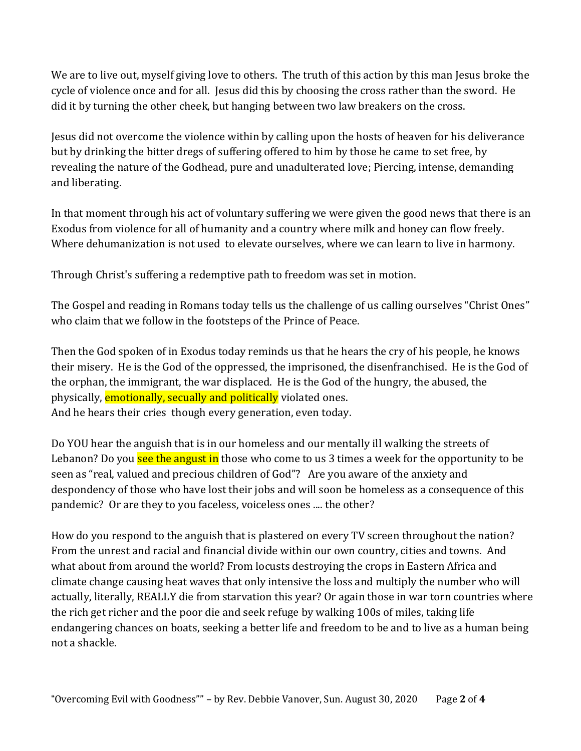We are to live out, myself giving love to others. The truth of this action by this man Jesus broke the cycle of violence once and for all. Jesus did this by choosing the cross rather than the sword. He did it by turning the other cheek, but hanging between two law breakers on the cross.

Jesus did not overcome the violence within by calling upon the hosts of heaven for his deliverance but by drinking the bitter dregs of suffering offered to him by those he came to set free, by revealing the nature of the Godhead, pure and unadulterated love; Piercing, intense, demanding and liberating.

In that moment through his act of voluntary suffering we were given the good news that there is an Exodus from violence for all of humanity and a country where milk and honey can flow freely. Where dehumanization is not used to elevate ourselves, where we can learn to live in harmony.

Through Christ's suffering a redemptive path to freedom was set in motion.

The Gospel and reading in Romans today tells us the challenge of us calling ourselves "Christ Ones" who claim that we follow in the footsteps of the Prince of Peace.

Then the God spoken of in Exodus today reminds us that he hears the cry of his people, he knows their misery. He is the God of the oppressed, the imprisoned, the disenfranchised. He is the God of the orphan, the immigrant, the war displaced. He is the God of the hungry, the abused, the physically, emotionally, secually and politically violated ones.
And he hears their cries though every generation, even today.

Do YOU hear the anguish that is in our homeless and our mentally ill walking the streets of Lebanon? Do you see the angust in those who come to us 3 times a week for the opportunity to be seen as "real, valued and precious children of God"? Are you aware of the anxiety and despondency of those who have lost their jobs and will soon be homeless as a consequence of this pandemic? Or are they to you faceless, voiceless ones .... the other?

How do you respond to the anguish that is plastered on every TV screen throughout the nation? From the unrest and racial and financial divide within our own country, cities and towns. And what about from around the world? From locusts destroying the crops in Eastern Africa and climate change causing heat waves that only intensive the loss and multiply the number who will actually, literally, REALLY die from starvation this year? Or again those in war torn countries where the rich get richer and the poor die and seek refuge by walking 100s of miles, taking life endangering chances on boats, seeking a better life and freedom to be and to live as a human being not a shackle.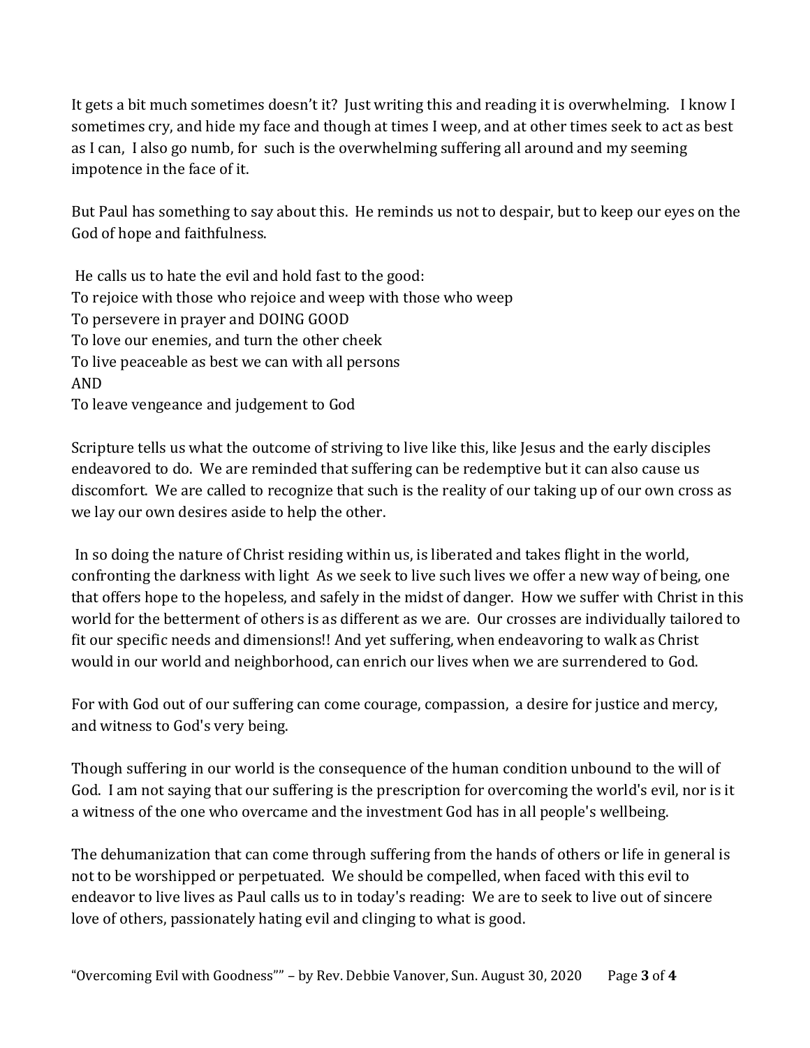It gets a bit much sometimes doesn't it? Just writing this and reading it is overwhelming. I know I sometimes cry, and hide my face and though at times I weep, and at other times seek to act as best as I can, I also go numb, for such is the overwhelming suffering all around and my seeming impotence in the face of it.

But Paul has something to say about this. He reminds us not to despair, but to keep our eyes on the God of hope and faithfulness.

He calls us to hate the evil and hold fast to the good:
To rejoice with those who rejoice and weep with those who weep
To persevere in prayer and DOING GOOD
To love our enemies, and turn the other cheek
To live peaceable as best we can with all persons
AND
To leave vengeance and judgement to God

Scripture tells us what the outcome of striving to live like this, like Jesus and the early disciples endeavored to do. We are reminded that suffering can be redemptive but it can also cause us discomfort. We are called to recognize that such is the reality of our taking up of our own cross as we lay our own desires aside to help the other.

In so doing the nature of Christ residing within us, is liberated and takes flight in the world, confronting the darkness with light As we seek to live such lives we offer a new way of being, one that offers hope to the hopeless, and safely in the midst of danger. How we suffer with Christ in this world for the betterment of others is as different as we are. Our crosses are individually tailored to fit our specific needs and dimensions!! And yet suffering, when endeavoring to walk as Christ would in our world and neighborhood, can enrich our lives when we are surrendered to God.

For with God out of our suffering can come courage, compassion, a desire for justice and mercy, and witness to God's very being.

Though suffering in our world is the consequence of the human condition unbound to the will of God. I am not saying that our suffering is the prescription for overcoming the world's evil, nor is it a witness of the one who overcame and the investment God has in all people's wellbeing.

The dehumanization that can come through suffering from the hands of others or life in general is not to be worshipped or perpetuated. We should be compelled, when faced with this evil to endeavor to live lives as Paul calls us to in today's reading: We are to seek to live out of sincere love of others, passionately hating evil and clinging to what is good.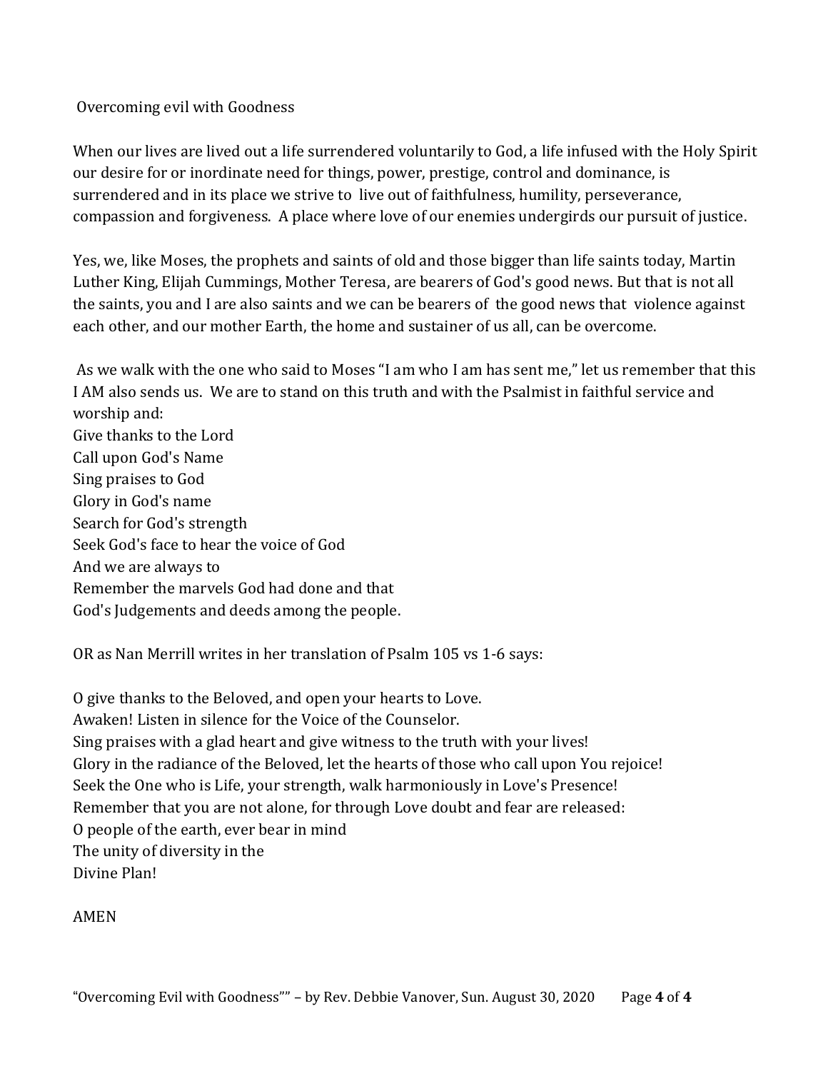Overcoming evil with Goodness

When our lives are lived out a life surrendered voluntarily to God, a life infused with the Holy Spirit our desire for or inordinate need for things, power, prestige, control and dominance, is surrendered and in its place we strive to live out of faithfulness, humility, perseverance, compassion and forgiveness. A place where love of our enemies undergirds our pursuit of justice.

Yes, we, like Moses, the prophets and saints of old and those bigger than life saints today, Martin Luther King, Elijah Cummings, Mother Teresa, are bearers of God's good news. But that is not all the saints, you and I are also saints and we can be bearers of the good news that violence against each other, and our mother Earth, the home and sustainer of us all, can be overcome.

As we walk with the one who said to Moses "I am who I am has sent me," let us remember that this I AM also sends us. We are to stand on this truth and with the Psalmist in faithful service and worship and:
Give thanks to the Lord
Call upon God's Name
Sing praises to God
Glory in God's name
Search for God's strength
Seek God's face to hear the voice of God
And we are always to
Remember the marvels God had done and that
God's Judgements and deeds among the people.

OR as Nan Merrill writes in her translation of Psalm 105 vs 1-6 says:

O give thanks to the Beloved, and open your hearts to Love.
Awaken! Listen in silence for the Voice of the Counselor.
Sing praises with a glad heart and give witness to the truth with your lives!
Glory in the radiance of the Beloved, let the hearts of those who call upon You rejoice!
Seek the One who is Life, your strength, walk harmoniously in Love's Presence!
Remember that you are not alone, for through Love doubt and fear are released:
O people of the earth, ever bear in mind
The unity of diversity in the
Divine Plan!

AMEN